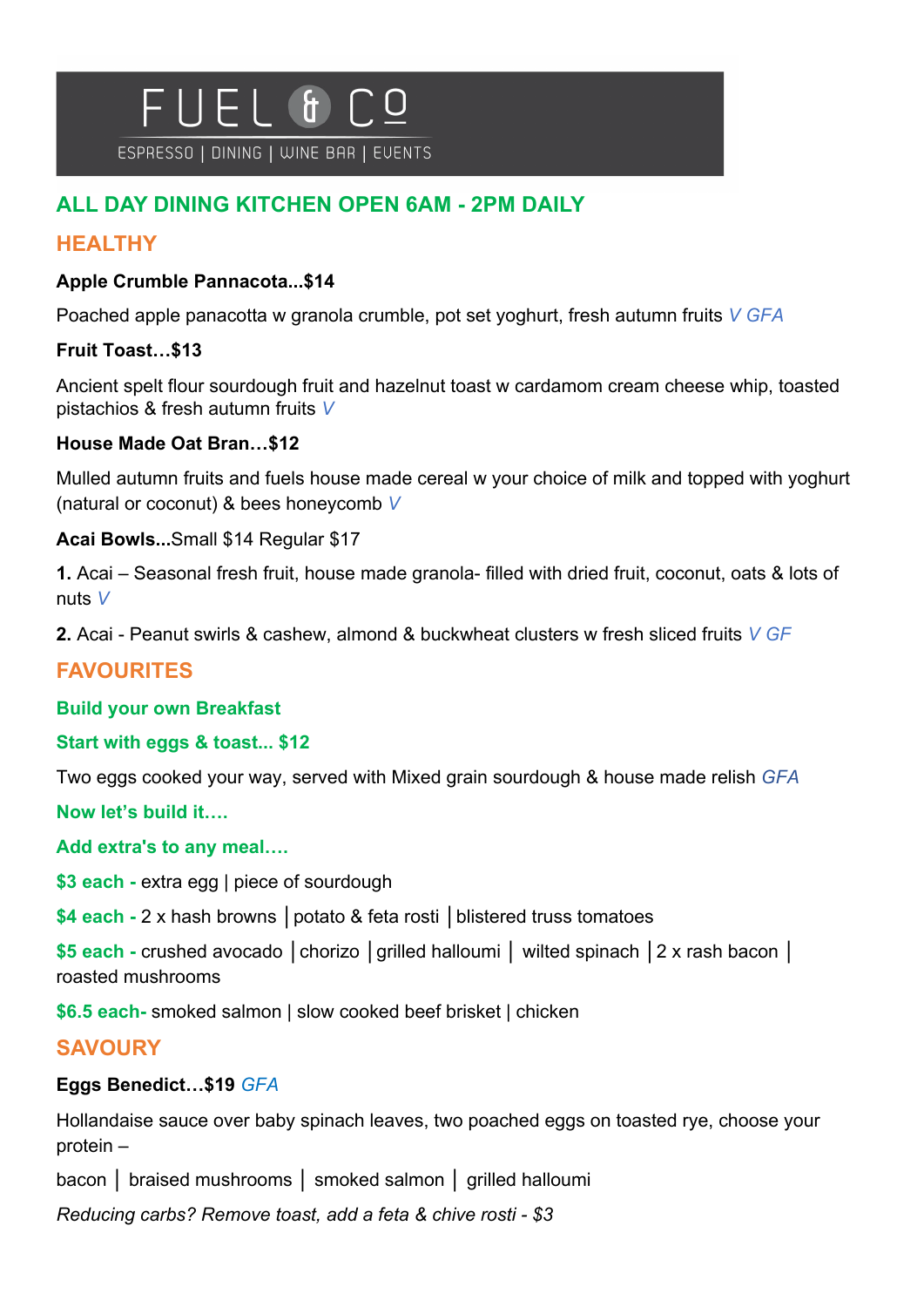# FUEL & Co

ESPRESSO | DINING | WINE BAR | EVENTS

## ALL DAY DINING KITCHEN OPEN 6AM - 2PM DAILY

## HEALTHY

**Apple Crumble Pannacota...$14**

Poached apple panacota w granola crumble, pot set yoghurt, fresh autumn fruits *V GFA*

**Fruit Toast…$13**

Ancient spelt flour sourdough fruit and hazelnut toast w cardamom cream cheese whip, toasted pistachios & fresh autumn fruits *V*

**House Made Oat Bran…$12**

Mulled autumn fruits and fuels house made cereal w your choice of milk and topped with yoghurt (natural or coconut) & bees honeycomb *V*

**Acai Bowls...**Small $14 Regular $17

**1.** Acai – Seasonal fresh fruit, house made granola- filled with dried fruit, coconut, oats & lots of nuts *V*

**2.** Acai - Peanut swirls & cashew, almond & buckwheat clusters w fresh sliced fruits *V GF*

## FAVOURITES

**Build your own Breakfast**

**Start with eggs & toast... $12**

Two eggs cooked your way, served with Mixed grain sourdough & house made relish *GFA*

**Now let's build it….**

**Add extra's to any meal….**

**$3 each -** extra egg | piece of sourdough

**$4 each -** 2 x hash browns │potato & feta rosti │blistered truss tomatoes

**$5 each -** crushed avocado │chorizo │grilled halloumi │ wilted spinach │2 x rash bacon │ roasted mushrooms

**$6.5 each-** smoked salmon | slow cooked beef brisket | chicken

## SAVOURY

**Eggs Benedict…$19** *GFA*

Hollandaise sauce over baby spinach leaves, two poached eggs on toasted rye, choose your protein –

bacon │ braised mushrooms │ smoked salmon │ grilled halloumi

*Reducing carbs? Remove toast, add a feta & chive rosti - $3*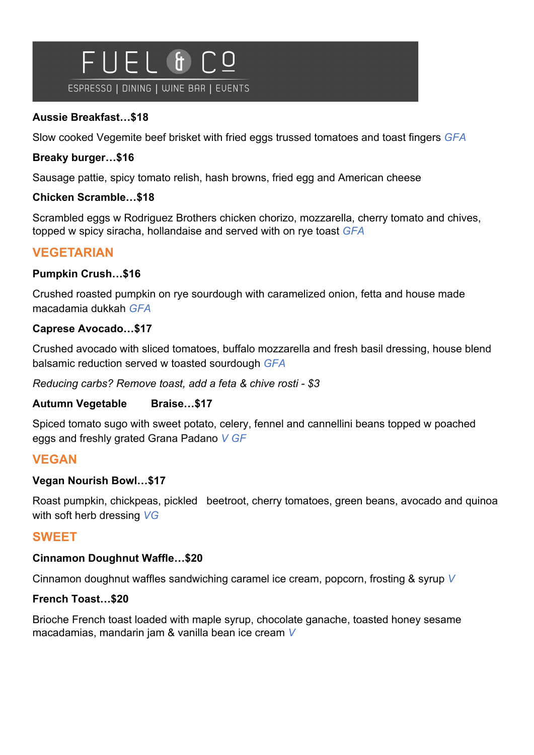# FUEL & Co

ESPRESSO | DINING | WINE BAR | EVENTS

**Aussie Breakfast…$18**

Slow cooked Vegemite beef brisket with fried eggs trussed tomatoes and toast fingers *GFA*

**Breaky burger…$16**

Sausage pattie, spicy tomato relish, hash browns, fried egg and American cheese

**Chicken Scramble…$18**

Scrambled eggs w Rodriguez Brothers chicken chorizo, mozzarella, cherry tomato and chives, topped w spicy siracha, hollandaise and served with on rye toast *GFA*

## VEGETARIAN

**Pumpkin Crush…$16**

Crushed roasted pumpkin on rye sourdough with caramelized onion, fetta and house made macadamia dukkah *GFA*

**Caprese Avocado…$17**

Crushed avocado with sliced tomatoes, buffalo mozzarella and fresh basil dressing, house blend balsamic reduction served w toasted sourdough *GFA*

*Reducing carbs? Remove toast, add a feta & chive rosti - $3*

**Autumn Vegetable Braise…$17**

Spiced tomato sugo with sweet potato, celery, fennel and cannellini beans topped w poached eggs and freshly grated Grana Padano *V GF*

## VEGAN

**Vegan Nourish Bowl…$17**

Roast pumpkin, chickpeas, pickled beetroot, cherry tomatoes, green beans, avocado and quinoa with soft herb dressing *VG*

## SWEET

**Cinnamon Doughnut Waffle…$20**

Cinnamon doughnut waffles sandwiching caramel ice cream, popcorn, frosting & syrup *V*

**French Toast…$20**

Brioche French toast loaded with maple syrup, chocolate ganache, toasted honey sesame macadamias, mandarin jam & vanilla bean ice cream *V*